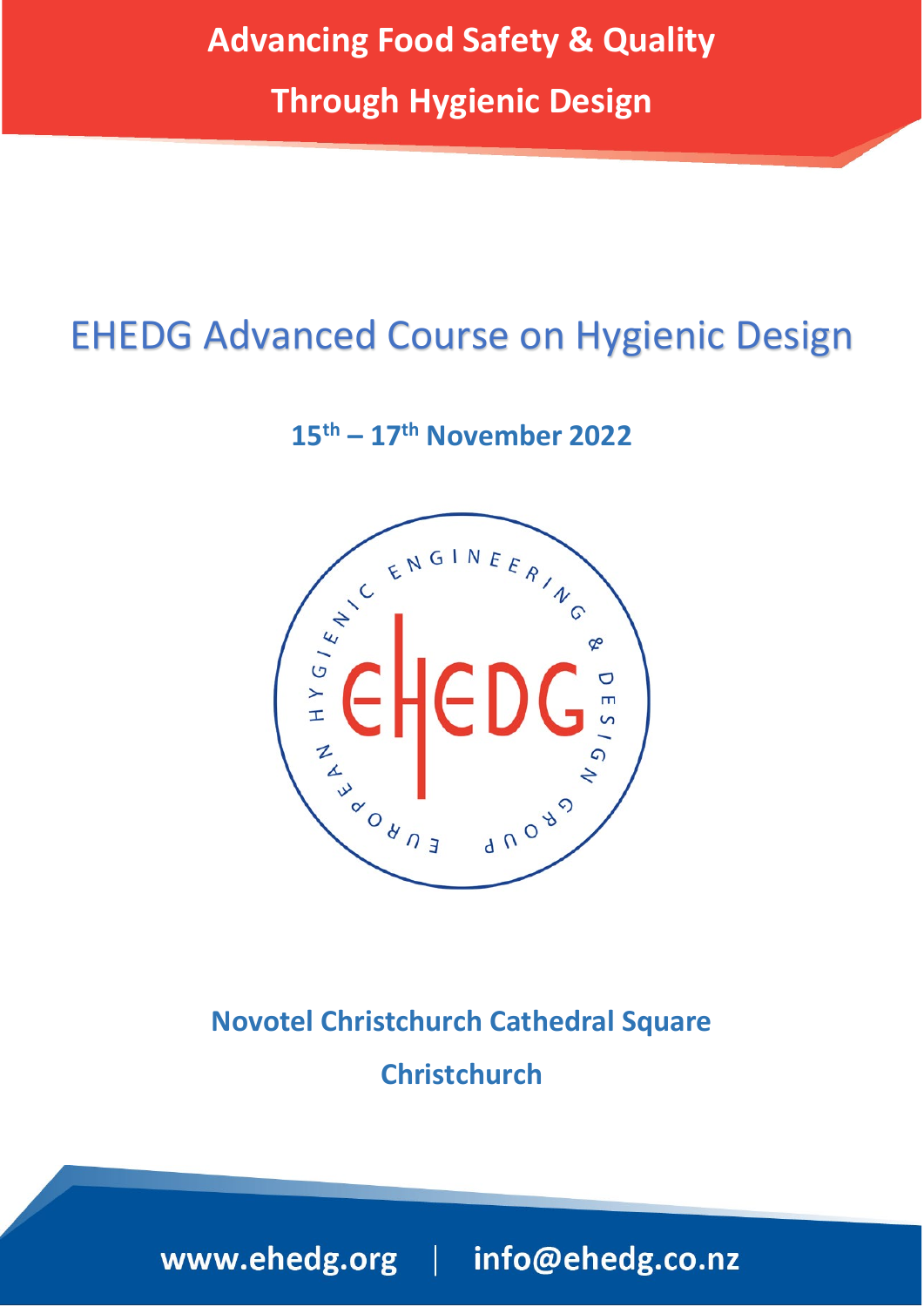**Advancing Food Safety & Quality**

**Through Hygienic Design**

# EHEDG Advanced Course on Hygienic Design

**15th – 17th November 2022**

**Novotel Christchurch Cathedral Square**

**Christchurch**

**www.ehedg.org | info@ehedg.co.nz**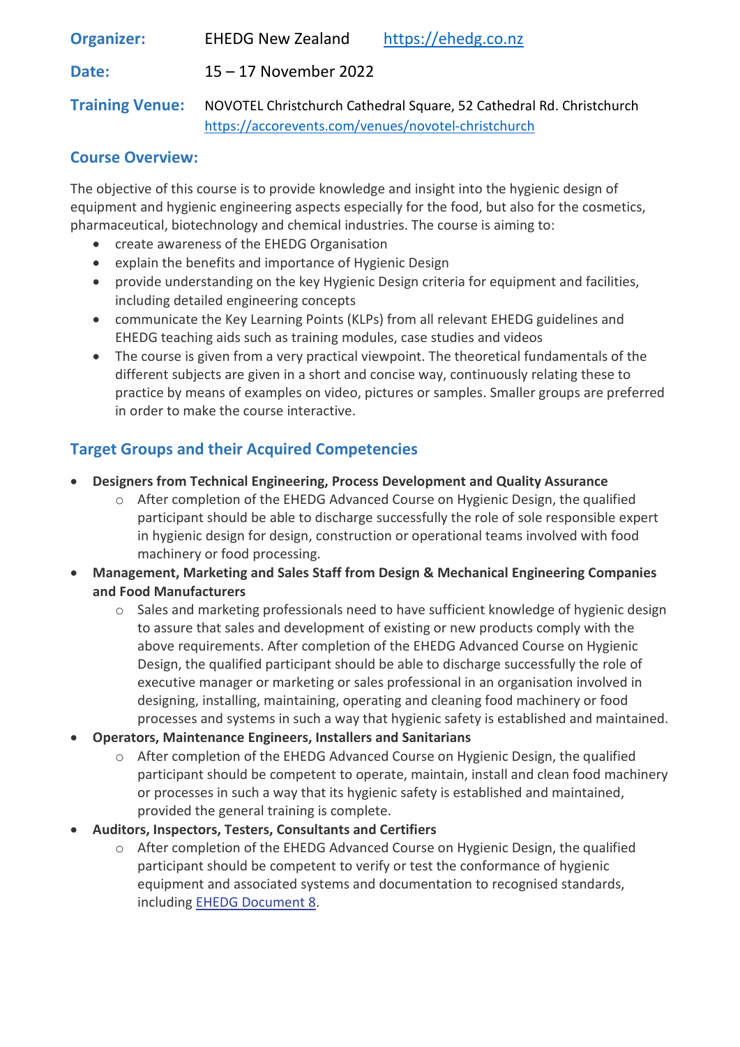**Organizer:** EHEDG New Zealand https://ehedg.co.nz

**Date:** 15 – 17 November 2022

**Training Venue:** NOVOTEL Christchurch Cathedral Square, 52 Cathedral Rd. Christchurch
https://accorevents.com/venues/novotel-christchurch

## Course Overview:

The objective of this course is to provide knowledge and insight into the hygienic design of equipment and hygienic engineering aspects especially for the food, but also for the cosmetics, pharmaceutical, biotechnology and chemical industries. The course is aiming to:

- create awareness of the EHEDG Organisation
- explain the benefits and importance of Hygienic Design
- provide understanding on the key Hygienic Design criteria for equipment and facilities, including detailed engineering concepts
- communicate the Key Learning Points (KLPs) from all relevant EHEDG guidelines and EHEDG teaching aids such as training modules, case studies and videos
- The course is given from a very practical viewpoint. The theoretical fundamentals of the different subjects are given in a short and concise way, continuously relating these to practice by means of examples on video, pictures or samples. Smaller groups are preferred in order to make the course interactive.

## Target Groups and their Acquired Competencies

- **Designers from Technical Engineering, Process Development and Quality Assurance**
    - After completion of the EHEDG Advanced Course on Hygienic Design, the qualified participant should be able to discharge successfully the role of sole responsible expert in hygienic design for design, construction or operational teams involved with food machinery or food processing.
- **Management, Marketing and Sales Staff from Design & Mechanical Engineering Companies and Food Manufacturers**
    - Sales and marketing professionals need to have sufficient knowledge of hygienic design to assure that sales and development of existing or new products comply with the above requirements. After completion of the EHEDG Advanced Course on Hygienic Design, the qualified participant should be able to discharge successfully the role of executive manager or marketing or sales professional in an organisation involved in designing, installing, maintaining, operating and cleaning food machinery or food processes and systems in such a way that hygienic safety is established and maintained.
- **Operators, Maintenance Engineers, Installers and Sanitarians**
    - After completion of the EHEDG Advanced Course on Hygienic Design, the qualified participant should be competent to operate, maintain, install and clean food machinery or processes in such a way that its hygienic safety is established and maintained, provided the general training is complete.
- **Auditors, Inspectors, Testers, Consultants and Certifiers**
    - After completion of the EHEDG Advanced Course on Hygienic Design, the qualified participant should be competent to verify or test the conformance of hygienic equipment and associated systems and documentation to recognised standards, including EHEDG Document 8.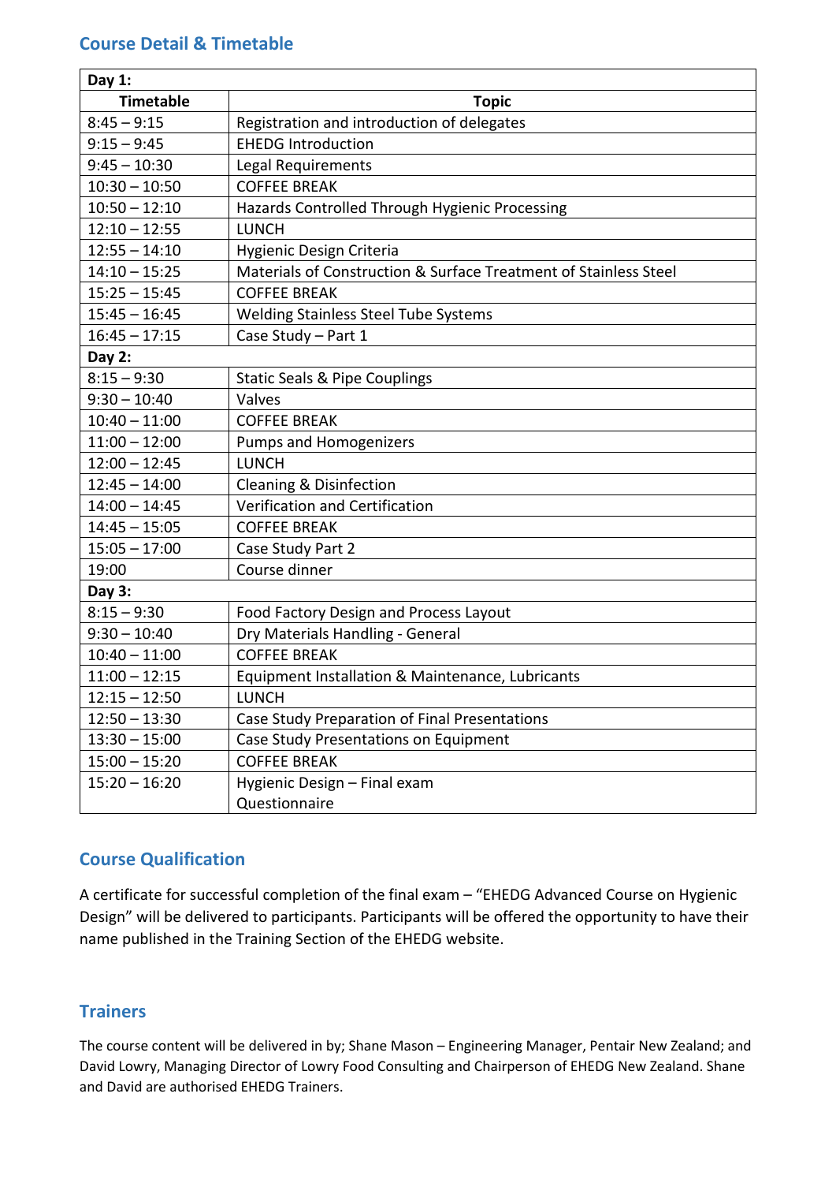## Course Detail & Timetable

| Timetable | Topic |
|---|---|
| **Day 1:** | |
| 8:45 – 9:15 | Registration and introduction of delegates |
| 9:15 – 9:45 | EHEDG Introduction |
| 9:45 – 10:30 | Legal Requirements |
| 10:30 – 10:50 | COFFEE BREAK |
| 10:50 – 12:10 | Hazards Controlled Through Hygienic Processing |
| 12:10 – 12:55 | LUNCH |
| 12:55 – 14:10 | Hygienic Design Criteria |
| 14:10 – 15:25 | Materials of Construction & Surface Treatment of Stainless Steel |
| 15:25 – 15:45 | COFFEE BREAK |
| 15:45 – 16:45 | Welding Stainless Steel Tube Systems |
| 16:45 – 17:15 | Case Study – Part 1 |
| **Day 2:** | |
| 8:15 – 9:30 | Static Seals & Pipe Couplings |
| 9:30 – 10:40 | Valves |
| 10:40 – 11:00 | COFFEE BREAK |
| 11:00 – 12:00 | Pumps and Homogenizers |
| 12:00 – 12:45 | LUNCH |
| 12:45 – 14:00 | Cleaning & Disinfection |
| 14:00 – 14:45 | Verification and Certification |
| 14:45 – 15:05 | COFFEE BREAK |
| 15:05 – 17:00 | Case Study Part 2 |
| 19:00 | Course dinner |
| **Day 3:** | |
| 8:15 – 9:30 | Food Factory Design and Process Layout |
| 9:30 – 10:40 | Dry Materials Handling - General |
| 10:40 – 11:00 | COFFEE BREAK |
| 11:00 – 12:15 | Equipment Installation & Maintenance, Lubricants |
| 12:15 – 12:50 | LUNCH |
| 12:50 – 13:30 | Case Study Preparation of Final Presentations |
| 13:30 – 15:00 | Case Study Presentations on Equipment |
| 15:00 – 15:20 | COFFEE BREAK |
| 15:20 – 16:20 | Hygienic Design – Final exam Questionnaire |

## Course Qualification

A certificate for successful completion of the final exam – "EHEDG Advanced Course on Hygienic Design" will be delivered to participants. Participants will be offered the opportunity to have their name published in the Training Section of the EHEDG website.

## Trainers

The course content will be delivered in by; Shane Mason – Engineering Manager, Pentair New Zealand; and David Lowry, Managing Director of Lowry Food Consulting and Chairperson of EHEDG New Zealand. Shane and David are authorised EHEDG Trainers.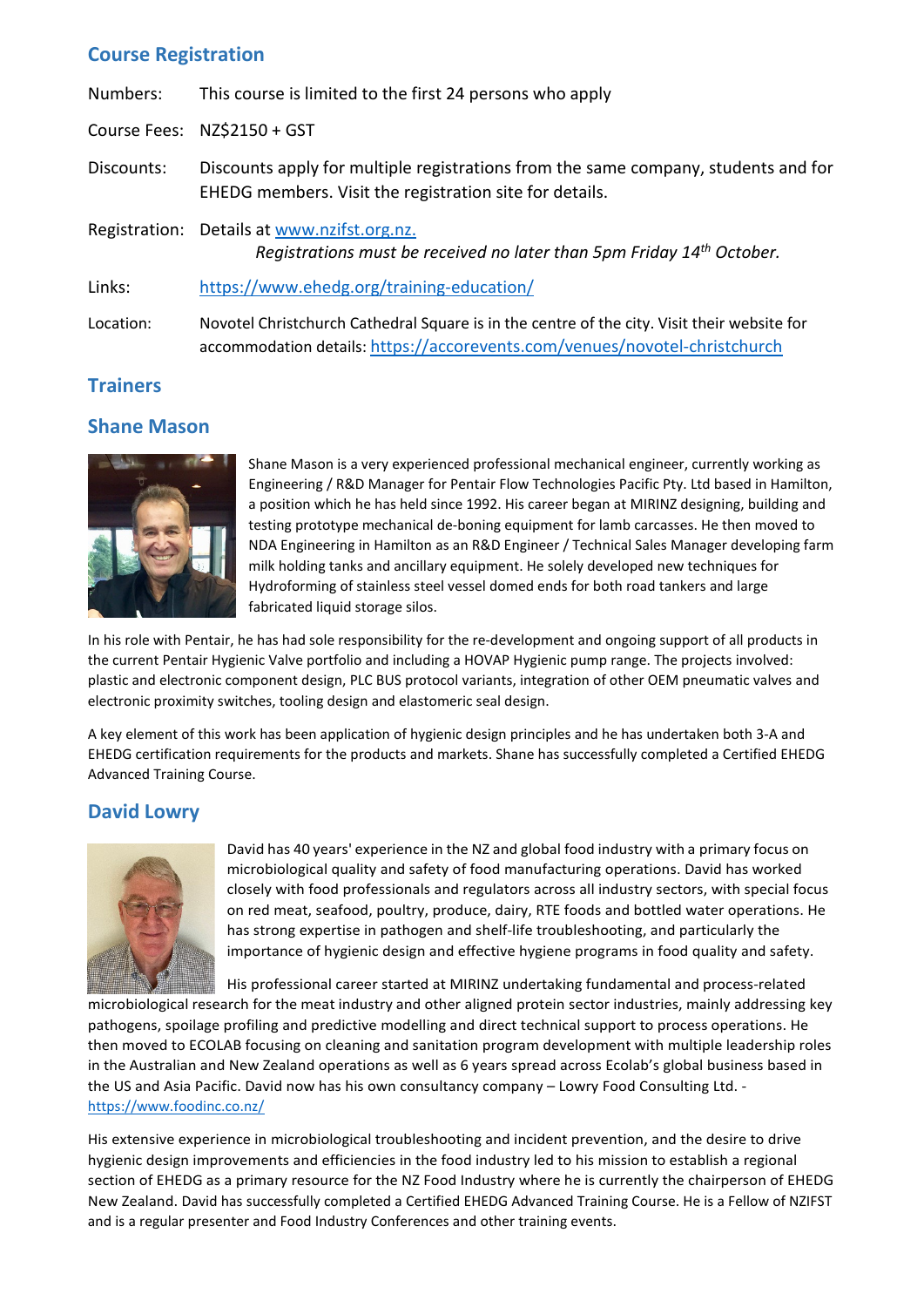## Course Registration

| | |
|---|---|
| Numbers: | This course is limited to the first 24 persons who apply |
| Course Fees: | NZ$2150 + GST |
| Discounts: | Discounts apply for multiple registrations from the same company, students and for EHEDG members. Visit the registration site for details. |
| Registration: | Details at www.nzifst.org.nz. *Registrations must be received no later than 5pm Friday 14th October.* |
| Links: | https://www.ehedg.org/training-education/ |
| Location: | Novotel Christchurch Cathedral Square is in the centre of the city. Visit their website for accommodation details: https://accorevents.com/venues/novotel-christchurch |

## Trainers

### Shane Mason

Shane Mason is a very experienced professional mechanical engineer, currently working as Engineering / R&D Manager for Pentair Flow Technologies Pacific Pty. Ltd based in Hamilton, a position which he has held since 1992. His career began at MIRINZ designing, building and testing prototype mechanical de-boning equipment for lamb carcasses. He then moved to NDA Engineering in Hamilton as an R&D Engineer / Technical Sales Manager developing farm milk holding tanks and ancillary equipment. He solely developed new techniques for Hydroforming of stainless steel vessel domed ends for both road tankers and large fabricated liquid storage silos.

In his role with Pentair, he has had sole responsibility for the re-development and ongoing support of all products in the current Pentair Hygienic Valve portfolio and including a HOVAP Hygienic pump range. The projects involved: plastic and electronic component design, PLC BUS protocol variants, integration of other OEM pneumatic valves and electronic proximity switches, tooling design and elastomeric seal design.

A key element of this work has been application of hygienic design principles and he has undertaken both 3-A and EHEDG certification requirements for the products and markets. Shane has successfully completed a Certified EHEDG Advanced Training Course.

### David Lowry

David has 40 years' experience in the NZ and global food industry with a primary focus on microbiological quality and safety of food manufacturing operations. David has worked closely with food professionals and regulators across all industry sectors, with special focus on red meat, seafood, poultry, produce, dairy, RTE foods and bottled water operations. He has strong expertise in pathogen and shelf-life troubleshooting, and particularly the importance of hygienic design and effective hygiene programs in food quality and safety.

His professional career started at MIRINZ undertaking fundamental and process-related microbiological research for the meat industry and other aligned protein sector industries, mainly addressing key pathogens, spoilage profiling and predictive modelling and direct technical support to process operations. He then moved to ECOLAB focusing on cleaning and sanitation program development with multiple leadership roles in the Australian and New Zealand operations as well as 6 years spread across Ecolab's global business based in the US and Asia Pacific. David now has his own consultancy company – Lowry Food Consulting Ltd. - https://www.foodinc.co.nz/

His extensive experience in microbiological troubleshooting and incident prevention, and the desire to drive hygienic design improvements and efficiencies in the food industry led to his mission to establish a regional section of EHEDG as a primary resource for the NZ Food Industry where he is currently the chairperson of EHEDG New Zealand. David has successfully completed a Certified EHEDG Advanced Training Course. He is a Fellow of NZIFST and is a regular presenter and Food Industry Conferences and other training events.